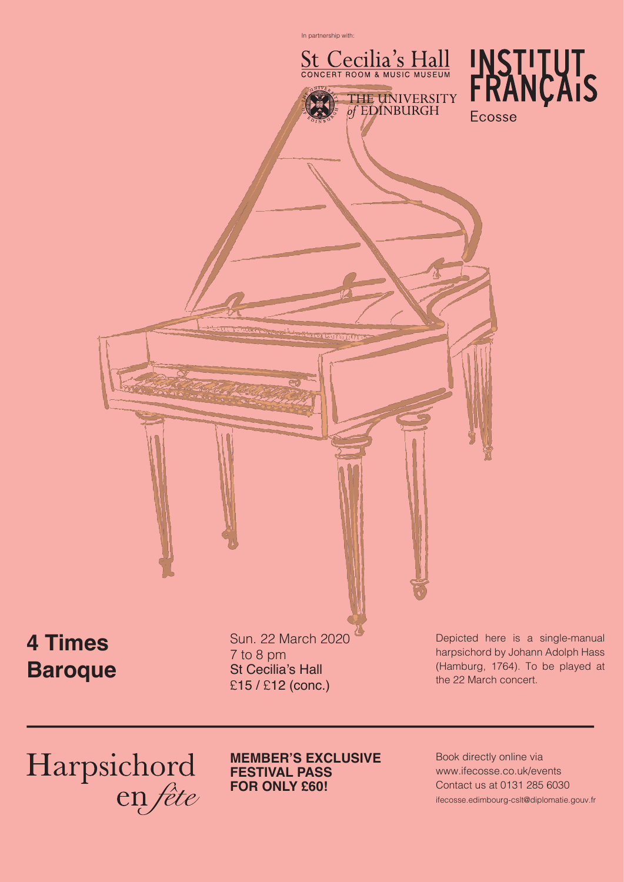In partnership with:

St Cecilia's Hall
CONCERT ROOM & MUSIC MUSEUM

THE UNIVERSITY of EDINBURGH

INSTITUT FRANÇAIS
Ecosse

# 4 Times Baroque

Sun. 22 March 2020
7 to 8 pm
St Cecilia's Hall
£15 / £12 (conc.)

Depicted here is a single-manual harpsichord by Johann Adolph Hass (Hamburg, 1764). To be played at the 22 March concert.

---

Harpsichord en *fête*

**MEMBER'S EXCLUSIVE FESTIVAL PASS FOR ONLY £60!**

Book directly online via
www.ifecosse.co.uk/events
Contact us at 0131 285 6030
ifecosse.edimbourg-cslt@diplomatie.gouv.fr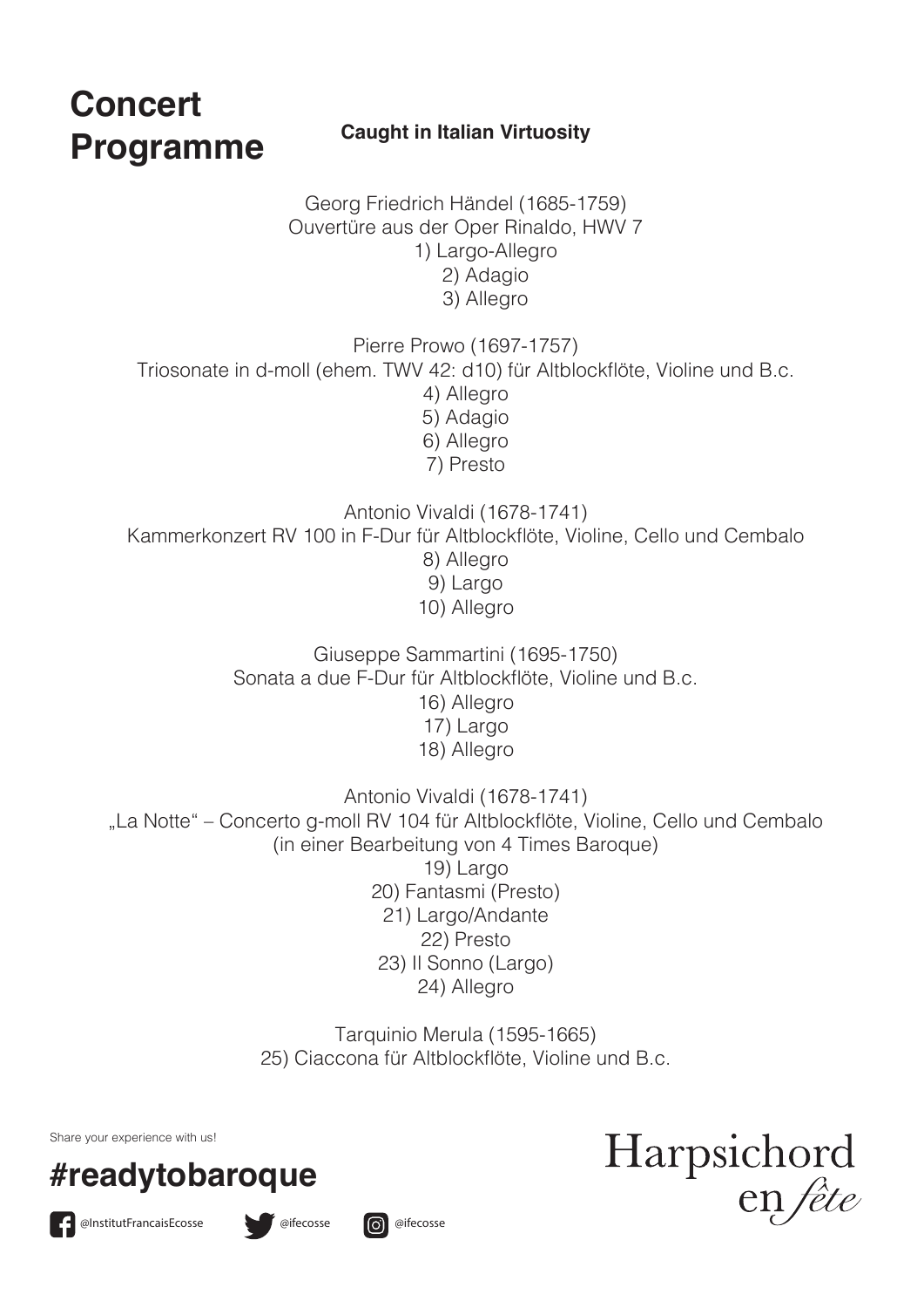# Concert Programme

**Caught in Italian Virtuosity**

Georg Friedrich Händel (1685-1759)
Ouvertüre aus der Oper Rinaldo, HWV 7
1) Largo-Allegro
2) Adagio
3) Allegro

Pierre Prowo (1697-1757)
Triosonate in d-moll (ehem. TWV 42: d10) für Altblockflöte, Violine und B.c.
4) Allegro
5) Adagio
6) Allegro
7) Presto

Antonio Vivaldi (1678-1741)
Kammerkonzert RV 100 in F-Dur für Altblockflöte, Violine, Cello und Cembalo
8) Allegro
9) Largo
10) Allegro

Giuseppe Sammartini (1695-1750)
Sonata a due F-Dur für Altblockflöte, Violine und B.c.
16) Allegro
17) Largo
18) Allegro

Antonio Vivaldi (1678-1741)
„La Notte" – Concerto g-moll RV 104 für Altblockflöte, Violine, Cello und Cembalo
(in einer Bearbeitung von 4 Times Baroque)
19) Largo
20) Fantasmi (Presto)
21) Largo/Andante
22) Presto
23) Il Sonno (Largo)
24) Allegro

Tarquinio Merula (1595-1665)
25) Ciaccona für Altblockflöte, Violine und B.c.

Share your experience with us!

**#readytobaroque**

@InstitutFrancaisEcosse @ifecosse @ifecosse

Harpsichord en *fête*